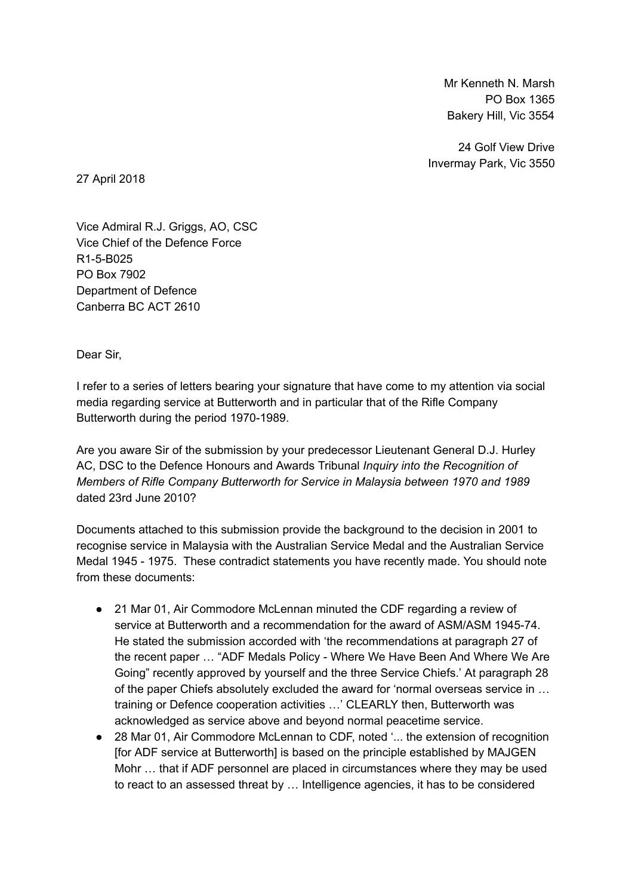Mr Kenneth N. Marsh
PO Box 1365
Bakery Hill, Vic 3554

24 Golf View Drive
Invermay Park, Vic 3550

27 April 2018

Vice Admiral R.J. Griggs, AO, CSC
Vice Chief of the Defence Force
R1-5-B025
PO Box 7902
Department of Defence
Canberra BC ACT 2610

Dear Sir,

I refer to a series of letters bearing your signature that have come to my attention via social media regarding service at Butterworth and in particular that of the Rifle Company Butterworth during the period 1970-1989.

Are you aware Sir of the submission by your predecessor Lieutenant General D.J. Hurley AC, DSC to the Defence Honours and Awards Tribunal *Inquiry into the Recognition of Members of Rifle Company Butterworth for Service in Malaysia between 1970 and 1989* dated 23rd June 2010?

Documents attached to this submission provide the background to the decision in 2001 to recognise service in Malaysia with the Australian Service Medal and the Australian Service Medal 1945 - 1975. These contradict statements you have recently made. You should note from these documents:

- 21 Mar 01, Air Commodore McLennan minuted the CDF regarding a review of service at Butterworth and a recommendation for the award of ASM/ASM 1945-74. He stated the submission accorded with 'the recommendations at paragraph 27 of the recent paper … "ADF Medals Policy - Where We Have Been And Where We Are Going" recently approved by yourself and the three Service Chiefs.' At paragraph 28 of the paper Chiefs absolutely excluded the award for 'normal overseas service in … training or Defence cooperation activities …' CLEARLY then, Butterworth was acknowledged as service above and beyond normal peacetime service.
- 28 Mar 01, Air Commodore McLennan to CDF, noted '... the extension of recognition [for ADF service at Butterworth] is based on the principle established by MAJGEN Mohr … that if ADF personnel are placed in circumstances where they may be used to react to an assessed threat by … Intelligence agencies, it has to be considered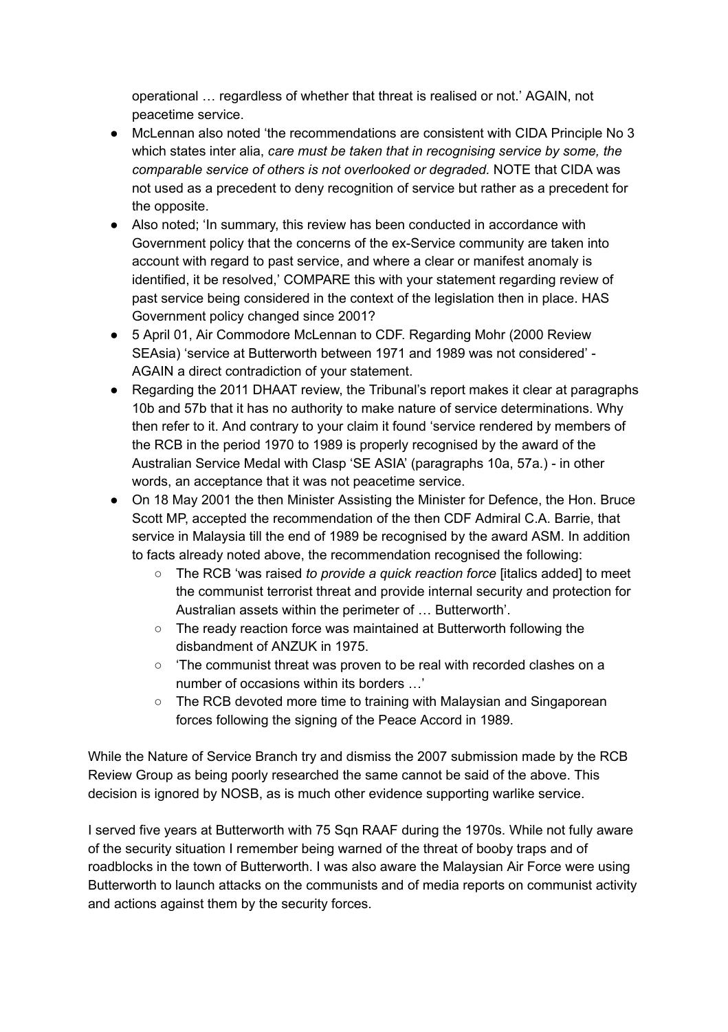operational … regardless of whether that threat is realised or not.' AGAIN, not peacetime service.

- McLennan also noted 'the recommendations are consistent with CIDA Principle No 3 which states inter alia, *care must be taken that in recognising service by some, the comparable service of others is not overlooked or degraded.* NOTE that CIDA was not used as a precedent to deny recognition of service but rather as a precedent for the opposite.
- Also noted; 'In summary, this review has been conducted in accordance with Government policy that the concerns of the ex-Service community are taken into account with regard to past service, and where a clear or manifest anomaly is identified, it be resolved,' COMPARE this with your statement regarding review of past service being considered in the context of the legislation then in place. HAS Government policy changed since 2001?
- 5 April 01, Air Commodore McLennan to CDF. Regarding Mohr (2000 Review SEAsia) 'service at Butterworth between 1971 and 1989 was not considered' - AGAIN a direct contradiction of your statement.
- Regarding the 2011 DHAAT review, the Tribunal's report makes it clear at paragraphs 10b and 57b that it has no authority to make nature of service determinations. Why then refer to it. And contrary to your claim it found 'service rendered by members of the RCB in the period 1970 to 1989 is properly recognised by the award of the Australian Service Medal with Clasp 'SE ASIA' (paragraphs 10a, 57a.) - in other words, an acceptance that it was not peacetime service.
- On 18 May 2001 the then Minister Assisting the Minister for Defence, the Hon. Bruce Scott MP, accepted the recommendation of the then CDF Admiral C.A. Barrie, that service in Malaysia till the end of 1989 be recognised by the award ASM. In addition to facts already noted above, the recommendation recognised the following:
  - The RCB 'was raised *to provide a quick reaction force* [italics added] to meet the communist terrorist threat and provide internal security and protection for Australian assets within the perimeter of … Butterworth'.
  - The ready reaction force was maintained at Butterworth following the disbandment of ANZUK in 1975.
  - 'The communist threat was proven to be real with recorded clashes on a number of occasions within its borders …'
  - The RCB devoted more time to training with Malaysian and Singaporean forces following the signing of the Peace Accord in 1989.

While the Nature of Service Branch try and dismiss the 2007 submission made by the RCB Review Group as being poorly researched the same cannot be said of the above. This decision is ignored by NOSB, as is much other evidence supporting warlike service.

I served five years at Butterworth with 75 Sqn RAAF during the 1970s. While not fully aware of the security situation I remember being warned of the threat of booby traps and of roadblocks in the town of Butterworth. I was also aware the Malaysian Air Force were using Butterworth to launch attacks on the communists and of media reports on communist activity and actions against them by the security forces.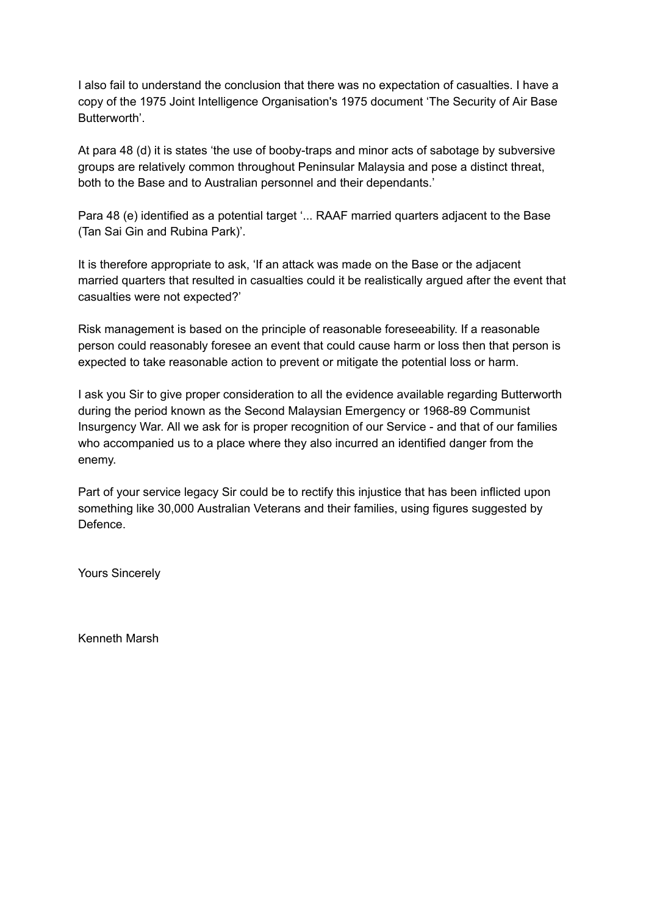I also fail to understand the conclusion that there was no expectation of casualties. I have a copy of the 1975 Joint Intelligence Organisation's 1975 document 'The Security of Air Base Butterworth'.

At para 48 (d) it is states 'the use of booby-traps and minor acts of sabotage by subversive groups are relatively common throughout Peninsular Malaysia and pose a distinct threat, both to the Base and to Australian personnel and their dependants.'

Para 48 (e) identified as a potential target '... RAAF married quarters adjacent to the Base (Tan Sai Gin and Rubina Park)'.

It is therefore appropriate to ask, 'If an attack was made on the Base or the adjacent married quarters that resulted in casualties could it be realistically argued after the event that casualties were not expected?'

Risk management is based on the principle of reasonable foreseeability. If a reasonable person could reasonably foresee an event that could cause harm or loss then that person is expected to take reasonable action to prevent or mitigate the potential loss or harm.

I ask you Sir to give proper consideration to all the evidence available regarding Butterworth during the period known as the Second Malaysian Emergency or 1968-89 Communist Insurgency War. All we ask for is proper recognition of our Service - and that of our families who accompanied us to a place where they also incurred an identified danger from the enemy.

Part of your service legacy Sir could be to rectify this injustice that has been inflicted upon something like 30,000 Australian Veterans and their families, using figures suggested by Defence.

Yours Sincerely

Kenneth Marsh